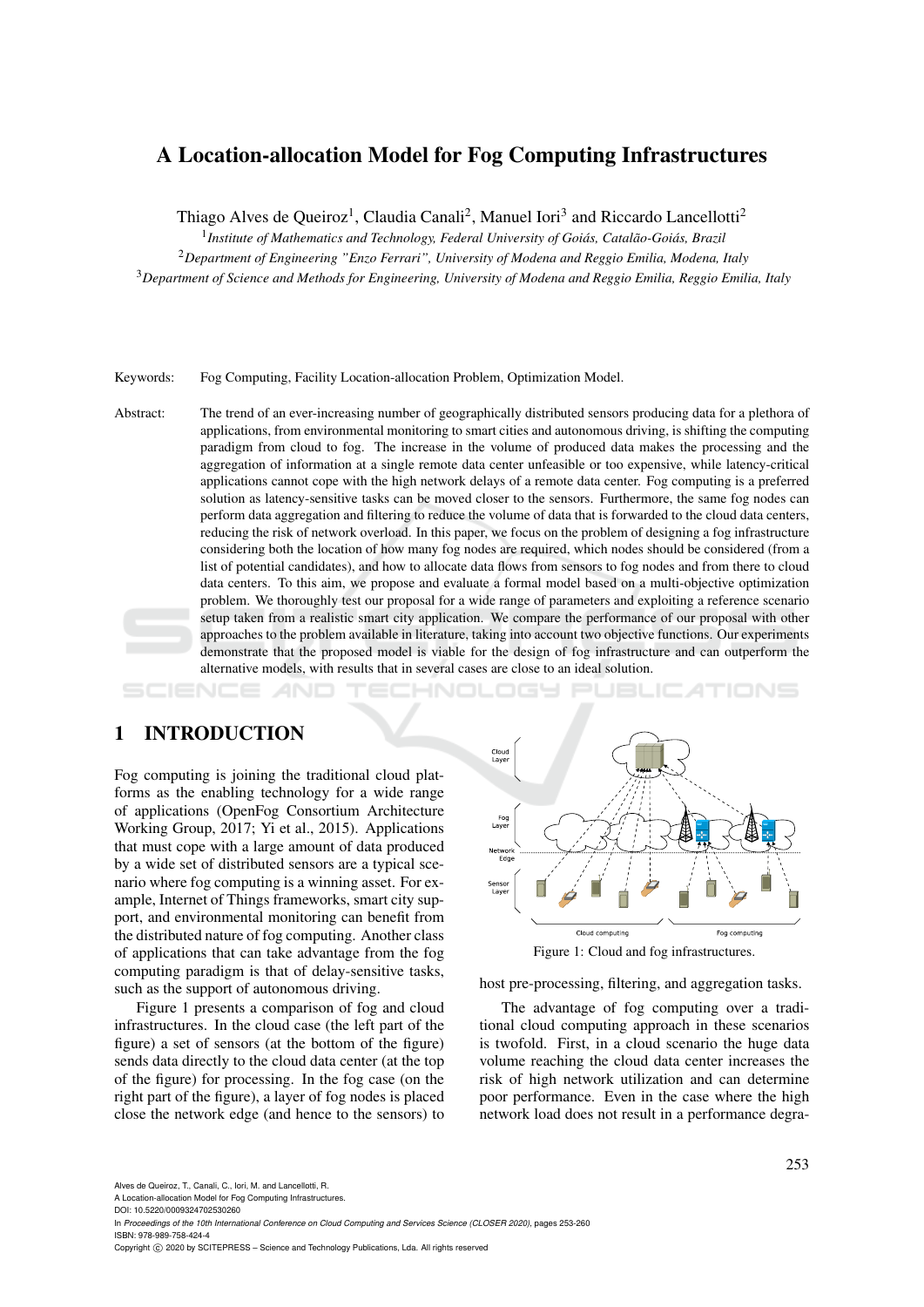# A Location-allocation Model for Fog Computing Infrastructures

Thiago Alves de Queiroz[1], Claudia Canali[2], Manuel Iori[3] and Riccardo Lancellotti[2]

[1] *Institute of Mathematics and Technology, Federal University of Goiás, Catalão-Goiás, Brazil*
[2] *Department of Engineering "Enzo Ferrari", University of Modena and Reggio Emilia, Modena, Italy*
[3] *Department of Science and Methods for Engineering, University of Modena and Reggio Emilia, Reggio Emilia, Italy*

Keywords: Fog Computing, Facility Location-allocation Problem, Optimization Model.

Abstract: The trend of an ever-increasing number of geographically distributed sensors producing data for a plethora of applications, from environmental monitoring to smart cities and autonomous driving, is shifting the computing paradigm from cloud to fog. The increase in the volume of produced data makes the processing and the aggregation of information at a single remote data center unfeasible or too expensive, while latency-critical applications cannot cope with the high network delays of a remote data center. Fog computing is a preferred solution as latency-sensitive tasks can be moved closer to the sensors. Furthermore, the same fog nodes can perform data aggregation and filtering to reduce the volume of data that is forwarded to the cloud data centers, reducing the risk of network overload. In this paper, we focus on the problem of designing a fog infrastructure considering both the location of how many fog nodes are required, which nodes should be considered (from a list of potential candidates), and how to allocate data flows from sensors to fog nodes and from there to cloud data centers. To this aim, we propose and evaluate a formal model based on a multi-objective optimization problem. We thoroughly test our proposal for a wide range of parameters and exploiting a reference scenario setup taken from a realistic smart city application. We compare the performance of our proposal with other approaches to the problem available in literature, taking into account two objective functions. Our experiments demonstrate that the proposed model is viable for the design of fog infrastructure and can outperform the alternative models, with results that in several cases are close to an ideal solution.

## 1 INTRODUCTION

Fog computing is joining the traditional cloud platforms as the enabling technology for a wide range of applications (OpenFog Consortium Architecture Working Group, 2017; Yi et al., 2015). Applications that must cope with a large amount of data produced by a wide set of distributed sensors are a typical scenario where fog computing is a winning asset. For example, Internet of Things frameworks, smart city support, and environmental monitoring can benefit from the distributed nature of fog computing. Another class of applications that can take advantage from the fog computing paradigm is that of delay-sensitive tasks, such as the support of autonomous driving.

Figure 1 presents a comparison of fog and cloud infrastructures. In the cloud case (the left part of the figure) a set of sensors (at the bottom of the figure) sends data directly to the cloud data center (at the top of the figure) for processing. In the fog case (on the right part of the figure), a layer of fog nodes is placed close the network edge (and hence to the sensors) to host pre-processing, filtering, and aggregation tasks.

Figure 1: Cloud and fog infrastructures.

The advantage of fog computing over a traditional cloud computing approach in these scenarios is twofold. First, in a cloud scenario the huge data volume reaching the cloud data center increases the risk of high network utilization and can determine poor performance. Even in the case where the high network load does not result in a performance degra-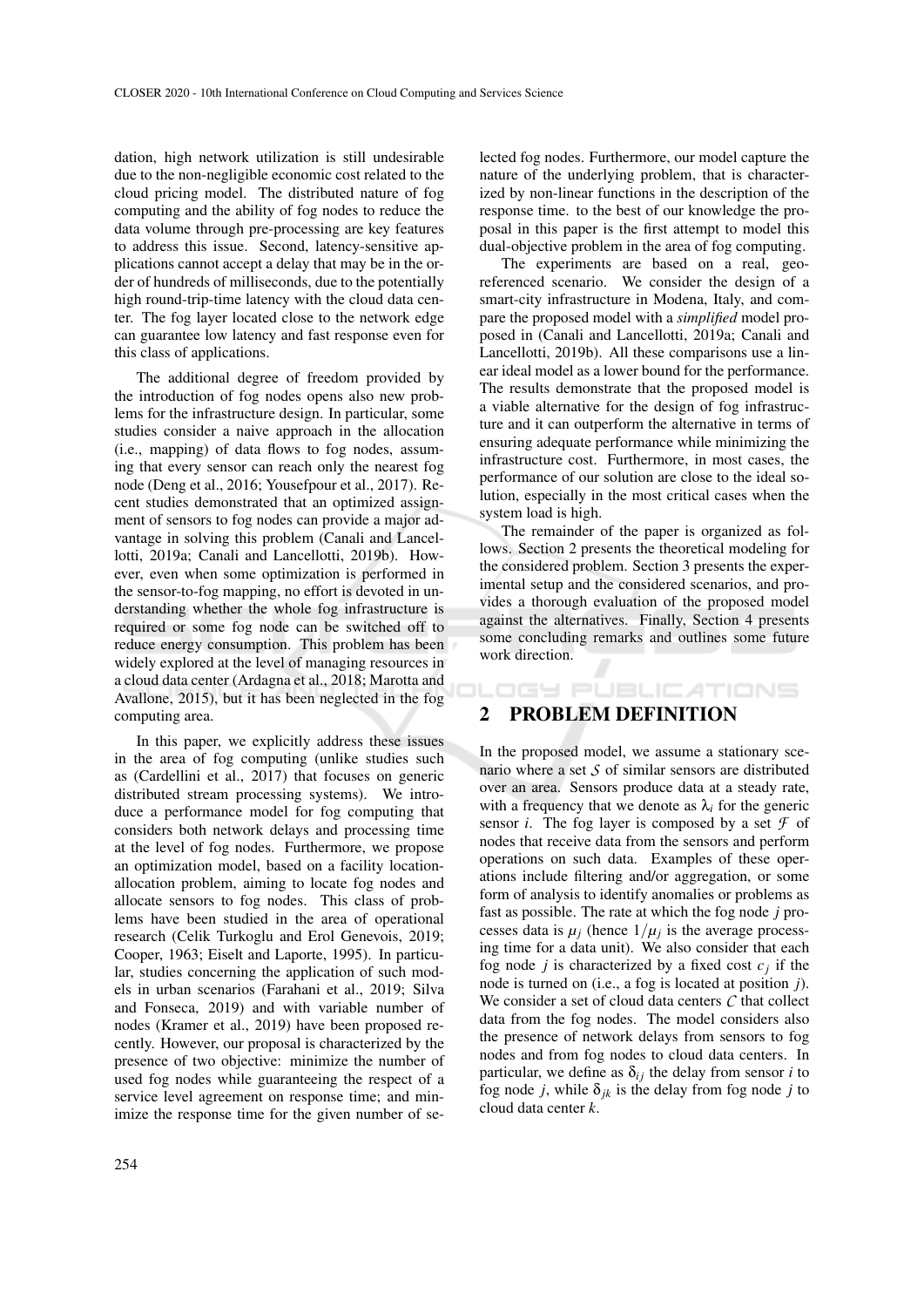dation, high network utilization is still undesirable due to the non-negligible economic cost related to the cloud pricing model. The distributed nature of fog computing and the ability of fog nodes to reduce the data volume through pre-processing are key features to address this issue. Second, latency-sensitive applications cannot accept a delay that may be in the order of hundreds of milliseconds, due to the potentially high round-trip-time latency with the cloud data center. The fog layer located close to the network edge can guarantee low latency and fast response even for this class of applications.

The additional degree of freedom provided by the introduction of fog nodes opens also new problems for the infrastructure design. In particular, some studies consider a naive approach in the allocation (i.e., mapping) of data flows to fog nodes, assuming that every sensor can reach only the nearest fog node (Deng et al., 2016; Yousefpour et al., 2017). Recent studies demonstrated that an optimized assignment of sensors to fog nodes can provide a major advantage in solving this problem (Canali and Lancellotti, 2019a; Canali and Lancellotti, 2019b). However, even when some optimization is performed in the sensor-to-fog mapping, no effort is devoted in understanding whether the whole fog infrastructure is required or some fog node can be switched off to reduce energy consumption. This problem has been widely explored at the level of managing resources in a cloud data center (Ardagna et al., 2018; Marotta and Avallone, 2015), but it has been neglected in the fog computing area.

In this paper, we explicitly address these issues in the area of fog computing (unlike studies such as (Cardellini et al., 2017) that focuses on generic distributed stream processing systems). We introduce a performance model for fog computing that considers both network delays and processing time at the level of fog nodes. Furthermore, we propose an optimization model, based on a facility location-allocation problem, aiming to locate fog nodes and allocate sensors to fog nodes. This class of problems have been studied in the area of operational research (Celik Turkoglu and Erol Genevois, 2019; Cooper, 1963; Eiselt and Laporte, 1995). In particular, studies concerning the application of such models in urban scenarios (Farahani et al., 2019; Silva and Fonseca, 2019) and with variable number of nodes (Kramer et al., 2019) have been proposed recently. However, our proposal is characterized by the presence of two objective: minimize the number of used fog nodes while guaranteeing the respect of a service level agreement on response time; and minimize the response time for the given number of selected fog nodes. Furthermore, our model capture the nature of the underlying problem, that is characterized by non-linear functions in the description of the response time. to the best of our knowledge the proposal in this paper is the first attempt to model this dual-objective problem in the area of fog computing.

The experiments are based on a real, geo-referenced scenario. We consider the design of a smart-city infrastructure in Modena, Italy, and compare the proposed model with a *simplified* model proposed in (Canali and Lancellotti, 2019a; Canali and Lancellotti, 2019b). All these comparisons use a linear ideal model as a lower bound for the performance. The results demonstrate that the proposed model is a viable alternative for the design of fog infrastructure and it can outperform the alternative in terms of ensuring adequate performance while minimizing the infrastructure cost. Furthermore, in most cases, the performance of our solution are close to the ideal solution, especially in the most critical cases when the system load is high.

The remainder of the paper is organized as follows. Section 2 presents the theoretical modeling for the considered problem. Section 3 presents the experimental setup and the considered scenarios, and provides a thorough evaluation of the proposed model against the alternatives. Finally, Section 4 presents some concluding remarks and outlines some future work direction.

## 2 PROBLEM DEFINITION

In the proposed model, we assume a stationary scenario where a set $\mathcal{S}$ of similar sensors are distributed over an area. Sensors produce data at a steady rate, with a frequency that we denote as $\lambda_i$ for the generic sensor $i$. The fog layer is composed by a set $\mathcal{F}$ of nodes that receive data from the sensors and perform operations on such data. Examples of these operations include filtering and/or aggregation, or some form of analysis to identify anomalies or problems as fast as possible. The rate at which the fog node $j$ processes data is $\mu_j$ (hence $1/\mu_j$ is the average processing time for a data unit). We also consider that each fog node $j$ is characterized by a fixed cost $c_j$ if the node is turned on (i.e., a fog is located at position $j$). We consider a set of cloud data centers $\mathcal{C}$ that collect data from the fog nodes. The model considers also the presence of network delays from sensors to fog nodes and from fog nodes to cloud data centers. In particular, we define as $\delta_{ij}$ the delay from sensor $i$ to fog node $j$, while $\delta_{jk}$ is the delay from fog node $j$ to cloud data center $k$.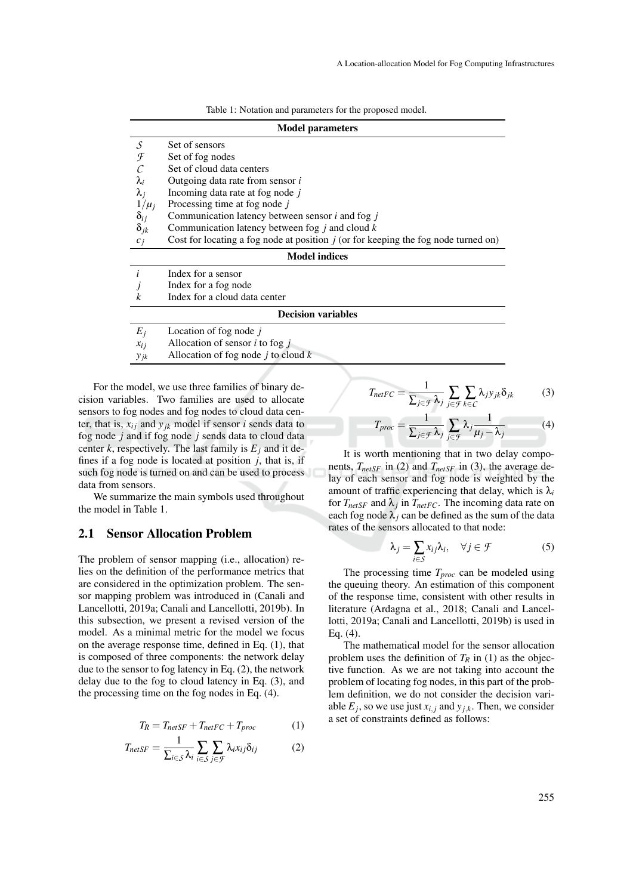Table 1: Notation and parameters for the proposed model.

| **Model parameters** | |
|---|---|
| $\mathcal{S}$ | Set of sensors |
| $\mathcal{F}$ | Set of fog nodes |
| $\mathcal{C}$ | Set of cloud data centers |
| $\lambda_i$ | Outgoing data rate from sensor $i$ |
| $\lambda_j$ | Incoming data rate at fog node $j$ |
| $1/\mu_j$ | Processing time at fog node $j$ |
| $\delta_{ij}$ | Communication latency between sensor $i$ and fog $j$ |
| $\delta_{jk}$ | Communication latency between fog $j$ and cloud $k$ |
| $c_j$ | Cost for locating a fog node at position $j$ (or for keeping the fog node turned on) |
| **Model indices** | |
| $i$ | Index for a sensor |
| $j$ | Index for a fog node |
| $k$ | Index for a cloud data center |
| **Decision variables** | |
| $E_j$ | Location of fog node $j$ |
| $x_{ij}$ | Allocation of sensor $i$ to fog $j$ |
| $y_{jk}$ | Allocation of fog node $j$ to cloud $k$ |

For the model, we use three families of binary decision variables. Two families are used to allocate sensors to fog nodes and fog nodes to cloud data center, that is, $x_{ij}$ and $y_{jk}$ model if sensor $i$ sends data to fog node $j$ and if fog node $j$ sends data to cloud data center $k$, respectively. The last family is $E_j$ and it defines if a fog node is located at position $j$, that is, if such fog node is turned on and can be used to process data from sensors.

We summarize the main symbols used throughout the model in Table 1.

## 2.1 Sensor Allocation Problem

The problem of sensor mapping (i.e., allocation) relies on the definition of the performance metrics that are considered in the optimization problem. The sensor mapping problem was introduced in (Canali and Lancellotti, 2019a; Canali and Lancellotti, 2019b). In this subsection, we present a revised version of the model. As a minimal metric for the model we focus on the average response time, defined in Eq. (1), that is composed of three components: the network delay due to the sensor to fog latency in Eq. (2), the network delay due to the fog to cloud latency in Eq. (3), and the processing time on the fog nodes in Eq. (4).

$$T_R = T_{netSF} + T_{netFC} + T_{proc} \tag{1}$$

$$T_{netSF} = \frac{1}{\sum_{i \in \mathcal{S}} \lambda_i} \sum_{i \in \mathcal{S}} \sum_{j \in \mathcal{F}} \lambda_i x_{ij} \delta_{ij} \tag{2}$$

$$T_{netFC} = \frac{1}{\sum_{j \in \mathcal{F}} \lambda_j} \sum_{j \in \mathcal{F}} \sum_{k \in \mathcal{C}} \lambda_j y_{jk} \delta_{jk} \tag{3}$$

$$T_{proc} = \frac{1}{\sum_{j \in \mathcal{F}} \lambda_j} \sum_{j \in \mathcal{F}} \lambda_j \frac{1}{\mu_j - \lambda_j} \tag{4}$$

It is worth mentioning that in two delay components, $T_{netSF}$ in (2) and $T_{netSF}$ in (3), the average delay of each sensor and fog node is weighted by the amount of traffic experiencing that delay, which is $\lambda_i$ for $T_{netSF}$ and $\lambda_j$ in $T_{netFC}$. The incoming data rate on each fog node $\lambda_j$ can be defined as the sum of the data rates of the sensors allocated to that node:

$$\lambda_j = \sum_{i \in \mathcal{S}} x_{ij} \lambda_i, \quad \forall j \in \mathcal{F} \tag{5}$$

The processing time $T_{proc}$ can be modeled using the queuing theory. An estimation of this component of the response time, consistent with other results in literature (Ardagna et al., 2018; Canali and Lancellotti, 2019a; Canali and Lancellotti, 2019b) is used in Eq. (4).

The mathematical model for the sensor allocation problem uses the definition of $T_R$ in (1) as the objective function. As we are not taking into account the problem of locating fog nodes, in this part of the problem definition, we do not consider the decision variable $E_j$, so we use just $x_{i,j}$ and $y_{j,k}$. Then, we consider a set of constraints defined as follows: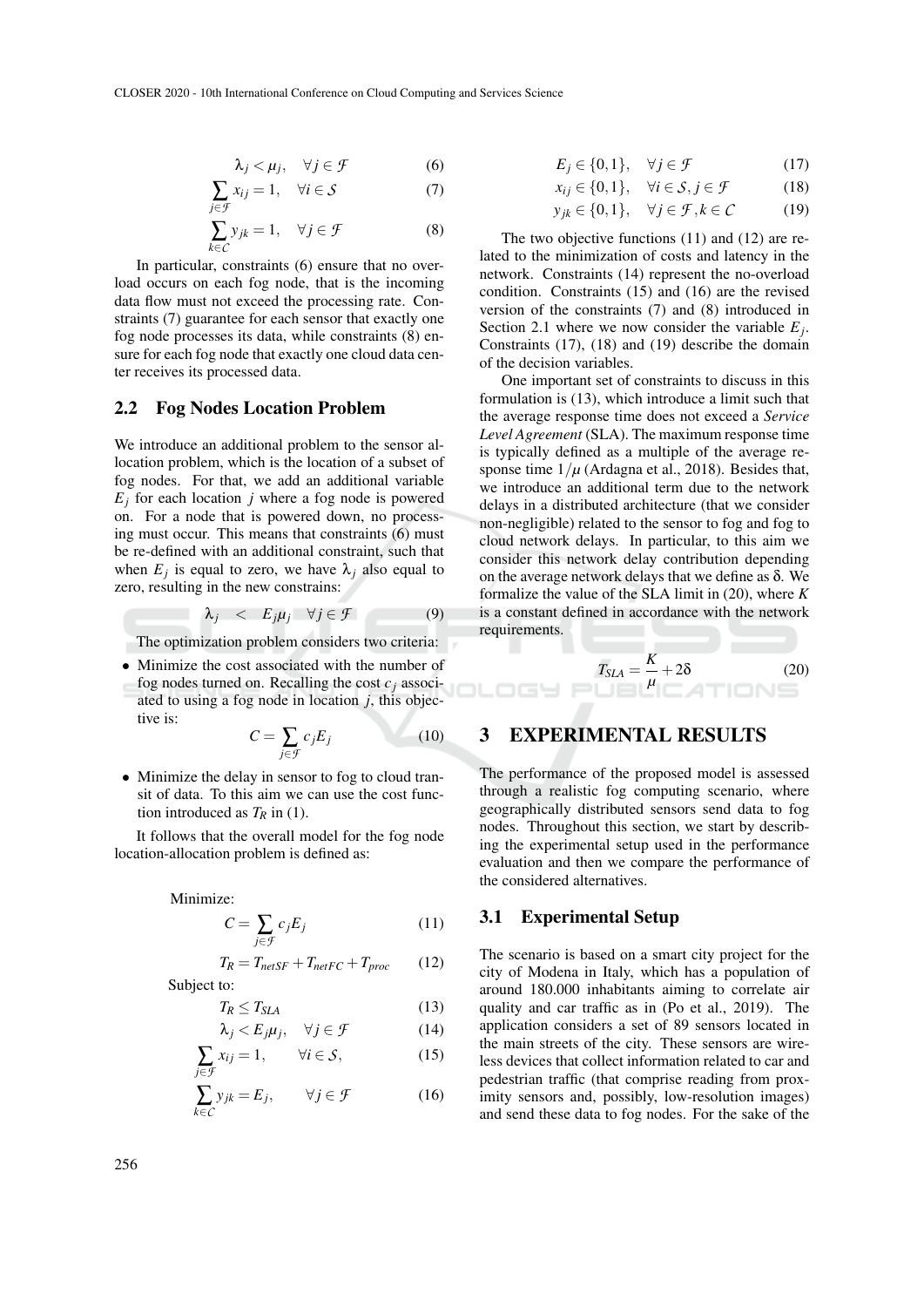$$\lambda_j < \mu_j, \quad \forall j \in \mathcal{F} \tag{6}$$

$$\sum_{j \in \mathcal{F}} x_{ij} = 1, \quad \forall i \in \mathcal{S} \tag{7}$$

$$\sum_{k \in \mathcal{C}} y_{jk} = 1, \quad \forall j \in \mathcal{F} \tag{8}$$

In particular, constraints (6) ensure that no overload occurs on each fog node, that is the incoming data flow must not exceed the processing rate. Constraints (7) guarantee for each sensor that exactly one fog node processes its data, while constraints (8) ensure for each fog node that exactly one cloud data center receives its processed data.

### 2.2 Fog Nodes Location Problem

We introduce an additional problem to the sensor allocation problem, which is the location of a subset of fog nodes. For that, we add an additional variable $E_j$ for each location $j$ where a fog node is powered on. For a node that is powered down, no processing must occur. This means that constraints (6) must be re-defined with an additional constraint, such that when $E_j$ is equal to zero, we have $\lambda_j$ also equal to zero, resulting in the new constrains:

$$\lambda_j \quad < \quad E_j \mu_j \quad \forall j \in \mathcal{F} \tag{9}$$

The optimization problem considers two criteria:

- Minimize the cost associated with the number of fog nodes turned on. Recalling the cost $c_j$ associated to using a fog node in location $j$, this objective is:

$$C = \sum_{j \in \mathcal{F}} c_j E_j \tag{10}$$

- Minimize the delay in sensor to fog to cloud transit of data. To this aim we can use the cost function introduced as $T_R$ in (1).

It follows that the overall model for the fog node location-allocation problem is defined as:

Minimize:

$$C = \sum_{j \in \mathcal{F}} c_j E_j \tag{11}$$

$$T_R = T_{netSF} + T_{netFC} + T_{proc} \tag{12}$$

Subject to:

$$T_R \leq T_{SLA} \tag{13}$$

$$\lambda_j < E_j \mu_j, \quad \forall j \in \mathcal{F} \tag{14}$$

$$\sum_{j \in \mathcal{F}} x_{ij} = 1, \qquad \forall i \in \mathcal{S}, \tag{15}$$

$$\sum_{k \in \mathcal{C}} y_{jk} = E_j, \qquad \forall j \in \mathcal{F} \tag{16}$$

$$E_j \in \{0,1\}, \quad \forall j \in \mathcal{F} \tag{17}$$

$$x_{ij} \in \{0,1\}, \quad \forall i \in \mathcal{S}, j \in \mathcal{F} \tag{18}$$

$$y_{jk} \in \{0,1\}, \quad \forall j \in \mathcal{F}, k \in \mathcal{C} \tag{19}$$

The two objective functions (11) and (12) are related to the minimization of costs and latency in the network. Constraints (14) represent the no-overload condition. Constraints (15) and (16) are the revised version of the constraints (7) and (8) introduced in Section 2.1 where we now consider the variable $E_j$. Constraints (17), (18) and (19) describe the domain of the decision variables.

One important set of constraints to discuss in this formulation is (13), which introduce a limit such that the average response time does not exceed a *Service Level Agreement* (SLA). The maximum response time is typically defined as a multiple of the average response time $1/\mu$ (Ardagna et al., 2018). Besides that, we introduce an additional term due to the network delays in a distributed architecture (that we consider non-negligible) related to the sensor to fog and fog to cloud network delays. In particular, to this aim we consider this network delay contribution depending on the average network delays that we define as $\delta$. We formalize the value of the SLA limit in (20), where $K$ is a constant defined in accordance with the network requirements.

$$T_{SLA} = \frac{K}{\mu} + 2\delta \tag{20}$$

## 3 EXPERIMENTAL RESULTS

The performance of the proposed model is assessed through a realistic fog computing scenario, where geographically distributed sensors send data to fog nodes. Throughout this section, we start by describing the experimental setup used in the performance evaluation and then we compare the performance of the considered alternatives.

### 3.1 Experimental Setup

The scenario is based on a smart city project for the city of Modena in Italy, which has a population of around 180.000 inhabitants aiming to correlate air quality and car traffic as in (Po et al., 2019). The application considers a set of 89 sensors located in the main streets of the city. These sensors are wireless devices that collect information related to car and pedestrian traffic (that comprise reading from proximity sensors and, possibly, low-resolution images) and send these data to fog nodes. For the sake of the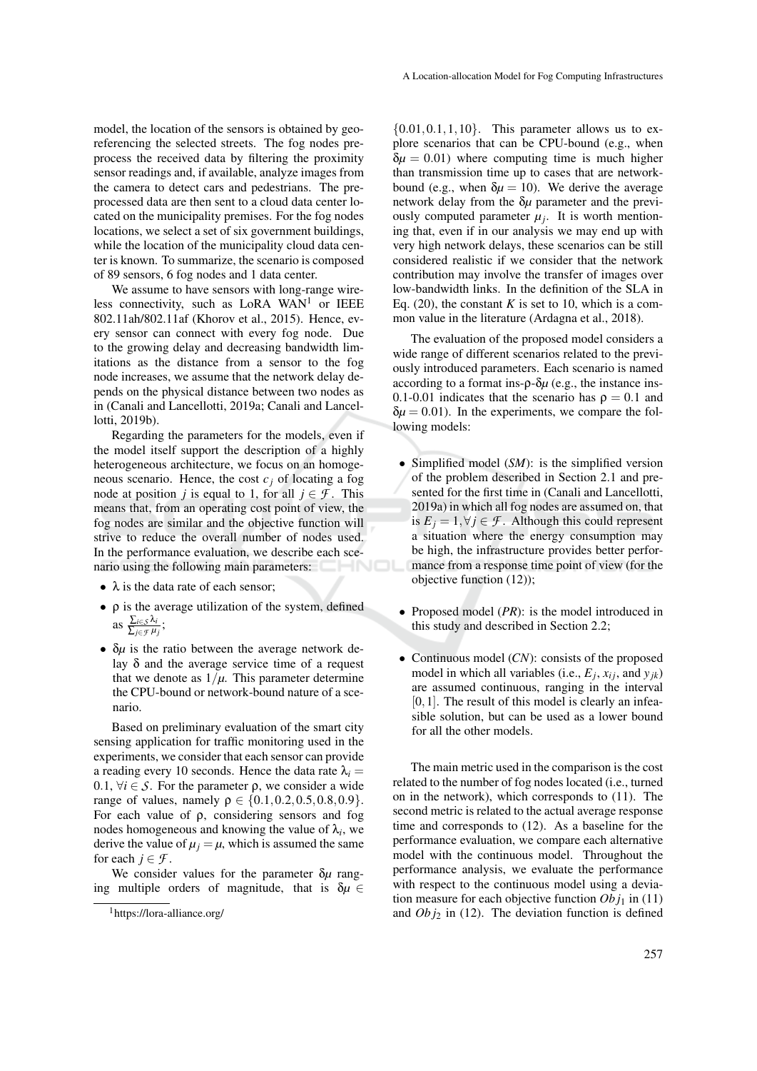model, the location of the sensors is obtained by geo-referencing the selected streets. The fog nodes pre-process the received data by filtering the proximity sensor readings and, if available, analyze images from the camera to detect cars and pedestrians. The pre-processed data are then sent to a cloud data center located on the municipality premises. For the fog nodes locations, we select a set of six government buildings, while the location of the municipality cloud data center is known. To summarize, the scenario is composed of 89 sensors, 6 fog nodes and 1 data center.

We assume to have sensors with long-range wireless connectivity, such as LoRA WAN[1] or IEEE 802.11ah/802.11af (Khorov et al., 2015). Hence, every sensor can connect with every fog node. Due to the growing delay and decreasing bandwidth limitations as the distance from a sensor to the fog node increases, we assume that the network delay depends on the physical distance between two nodes as in (Canali and Lancellotti, 2019a; Canali and Lancellotti, 2019b).

Regarding the parameters for the models, even if the model itself support the description of a highly heterogeneous architecture, we focus on an homogeneous scenario. Hence, the cost $c_j$ of locating a fog node at position $j$ is equal to 1, for all $j \in \mathcal{F}$. This means that, from an operating cost point of view, the fog nodes are similar and the objective function will strive to reduce the overall number of nodes used. In the performance evaluation, we describe each scenario using the following main parameters:

- $\lambda$ is the data rate of each sensor;
- $\rho$ is the average utilization of the system, defined as $\frac{\sum_{i \in \mathcal{S}} \lambda_i}{\sum_{j \in \mathcal{F}} \mu_j}$;
- $\delta\mu$ is the ratio between the average network delay $\delta$ and the average service time of a request that we denote as $1/\mu$. This parameter determine the CPU-bound or network-bound nature of a scenario.

Based on preliminary evaluation of the smart city sensing application for traffic monitoring used in the experiments, we consider that each sensor can provide a reading every 10 seconds. Hence the data rate $\lambda_i = 0.1$, $\forall i \in \mathcal{S}$. For the parameter $\rho$, we consider a wide range of values, namely $\rho \in \{0.1, 0.2, 0.5, 0.8, 0.9\}$. For each value of $\rho$, considering sensors and fog nodes homogeneous and knowing the value of $\lambda_i$, we derive the value of $\mu_j = \mu$, which is assumed the same for each $j \in \mathcal{F}$.

We consider values for the parameter $\delta\mu$ ranging multiple orders of magnitude, that is $\delta\mu \in \{0.01, 0.1, 1, 10\}$. This parameter allows us to explore scenarios that can be CPU-bound (e.g., when $\delta\mu = 0.01$) where computing time is much higher than transmission time up to cases that are network-bound (e.g., when $\delta\mu = 10$). We derive the average network delay from the $\delta\mu$ parameter and the previously computed parameter $\mu_j$. It is worth mentioning that, even if in our analysis we may end up with very high network delays, these scenarios can be still considered realistic if we consider that the network contribution may involve the transfer of images over low-bandwidth links. In the definition of the SLA in Eq. (20), the constant $K$ is set to 10, which is a common value in the literature (Ardagna et al., 2018).

The evaluation of the proposed model considers a wide range of different scenarios related to the previously introduced parameters. Each scenario is named according to a format ins-$\rho$-$\delta\mu$ (e.g., the instance ins-0.1-0.01 indicates that the scenario has $\rho = 0.1$ and $\delta\mu = 0.01$). In the experiments, we compare the following models:

- Simplified model (*SM*): is the simplified version of the problem described in Section 2.1 and presented for the first time in (Canali and Lancellotti, 2019a) in which all fog nodes are assumed on, that is $E_j = 1, \forall j \in \mathcal{F}$. Although this could represent a situation where the energy consumption may be high, the infrastructure provides better performance from a response time point of view (for the objective function (12));
- Proposed model (*PR*): is the model introduced in this study and described in Section 2.2;
- Continuous model (*CN*): consists of the proposed model in which all variables (i.e., $E_j$, $x_{ij}$, and $y_{jk}$) are assumed continuous, ranging in the interval $[0, 1]$. The result of this model is clearly an infeasible solution, but can be used as a lower bound for all the other models.

The main metric used in the comparison is the cost related to the number of fog nodes located (i.e., turned on in the network), which corresponds to (11). The second metric is related to the actual average response time and corresponds to (12). As a baseline for the performance evaluation, we compare each alternative model with the continuous model. Throughout the performance analysis, we evaluate the performance with respect to the continuous model using a deviation measure for each objective function $Obj_1$ in (11) and $Obj_2$ in (12). The deviation function is defined

[1] https://lora-alliance.org/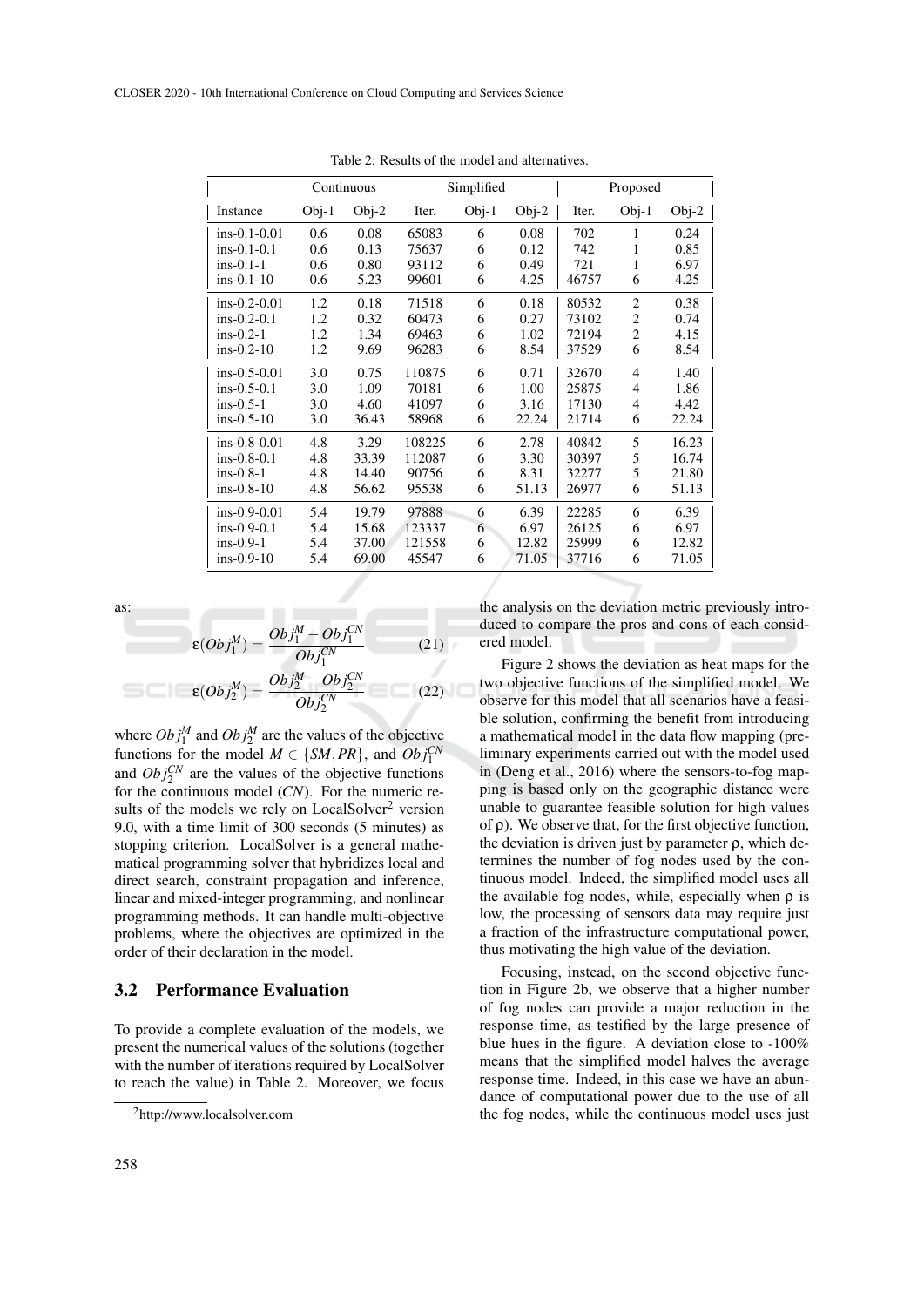Table 2: Results of the model and alternatives.

| | Continuous | | Simplified | | | Proposed | | |
|---|---|---|---|---|---|---|---|---|
| Instance | Obj-1 | Obj-2 | Iter. | Obj-1 | Obj-2 | Iter. | Obj-1 | Obj-2 |
| ins-0.1-0.01 | 0.6 | 0.08 | 65083 | 6 | 0.08 | 702 | 1 | 0.24 |
| ins-0.1-0.1 | 0.6 | 0.13 | 75637 | 6 | 0.12 | 742 | 1 | 0.85 |
| ins-0.1-1 | 0.6 | 0.80 | 93112 | 6 | 0.49 | 721 | 1 | 6.97 |
| ins-0.1-10 | 0.6 | 5.23 | 99601 | 6 | 4.25 | 46757 | 6 | 4.25 |
| ins-0.2-0.01 | 1.2 | 0.18 | 71518 | 6 | 0.18 | 80532 | 2 | 0.38 |
| ins-0.2-0.1 | 1.2 | 0.32 | 60473 | 6 | 0.27 | 73102 | 2 | 0.74 |
| ins-0.2-1 | 1.2 | 1.34 | 69463 | 6 | 1.02 | 72194 | 2 | 4.15 |
| ins-0.2-10 | 1.2 | 9.69 | 96283 | 6 | 8.54 | 37529 | 6 | 8.54 |
| ins-0.5-0.01 | 3.0 | 0.75 | 110875 | 6 | 0.71 | 32670 | 4 | 1.40 |
| ins-0.5-0.1 | 3.0 | 1.09 | 70181 | 6 | 1.00 | 25875 | 4 | 1.86 |
| ins-0.5-1 | 3.0 | 4.60 | 41097 | 6 | 3.16 | 17130 | 4 | 4.42 |
| ins-0.5-10 | 3.0 | 36.43 | 58968 | 6 | 22.24 | 21714 | 6 | 22.24 |
| ins-0.8-0.01 | 4.8 | 3.29 | 108225 | 6 | 2.78 | 40842 | 5 | 16.23 |
| ins-0.8-0.1 | 4.8 | 33.39 | 112087 | 6 | 3.30 | 30397 | 5 | 16.74 |
| ins-0.8-1 | 4.8 | 14.40 | 90756 | 6 | 8.31 | 32277 | 5 | 21.80 |
| ins-0.8-10 | 4.8 | 56.62 | 95538 | 6 | 51.13 | 26977 | 6 | 51.13 |
| ins-0.9-0.01 | 5.4 | 19.79 | 97888 | 6 | 6.39 | 22285 | 6 | 6.39 |
| ins-0.9-0.1 | 5.4 | 15.68 | 123337 | 6 | 6.97 | 26125 | 6 | 6.97 |
| ins-0.9-1 | 5.4 | 37.00 | 121558 | 6 | 12.82 | 25999 | 6 | 12.82 |
| ins-0.9-10 | 5.4 | 69.00 | 45547 | 6 | 71.05 | 37716 | 6 | 71.05 |

as:

$$\varepsilon(Obj_1^M) = \frac{Obj_1^M - Obj_1^{CN}}{Obj_1^{CN}} \quad (21)$$

$$\varepsilon(Obj_2^M) = \frac{Obj_2^M - Obj_2^{CN}}{Obj_2^{CN}} \quad (22)$$

where $Obj_1^M$ and $Obj_2^M$ are the values of the objective functions for the model $M \in \{SM, PR\}$, and $Obj_1^{CN}$ and $Obj_2^{CN}$ are the values of the objective functions for the continuous model (*CN*). For the numeric results of the models we rely on LocalSolver[2] version 9.0, with a time limit of 300 seconds (5 minutes) as stopping criterion. LocalSolver is a general mathematical programming solver that hybridizes local and direct search, constraint propagation and inference, linear and mixed-integer programming, and nonlinear programming methods. It can handle multi-objective problems, where the objectives are optimized in the order of their declaration in the model.

### 3.2 Performance Evaluation

To provide a complete evaluation of the models, we present the numerical values of the solutions (together with the number of iterations required by LocalSolver to reach the value) in Table 2. Moreover, we focus the analysis on the deviation metric previously introduced to compare the pros and cons of each considered model.

Figure 2 shows the deviation as heat maps for the two objective functions of the simplified model. We observe for this model that all scenarios have a feasible solution, confirming the benefit from introducing a mathematical model in the data flow mapping (preliminary experiments carried out with the model used in (Deng et al., 2016) where the sensors-to-fog mapping is based only on the geographic distance were unable to guarantee feasible solution for high values of $\rho$). We observe that, for the first objective function, the deviation is driven just by parameter $\rho$, which determines the number of fog nodes used by the continuous model. Indeed, the simplified model uses all the available fog nodes, while, especially when $\rho$ is low, the processing of sensors data may require just a fraction of the infrastructure computational power, thus motivating the high value of the deviation.

Focusing, instead, on the second objective function in Figure 2b, we observe that a higher number of fog nodes can provide a major reduction in the response time, as testified by the large presence of blue hues in the figure. A deviation close to -100% means that the simplified model halves the average response time. Indeed, in this case we have an abundance of computational power due to the use of all the fog nodes, while the continuous model uses just

[2] http://www.localsolver.com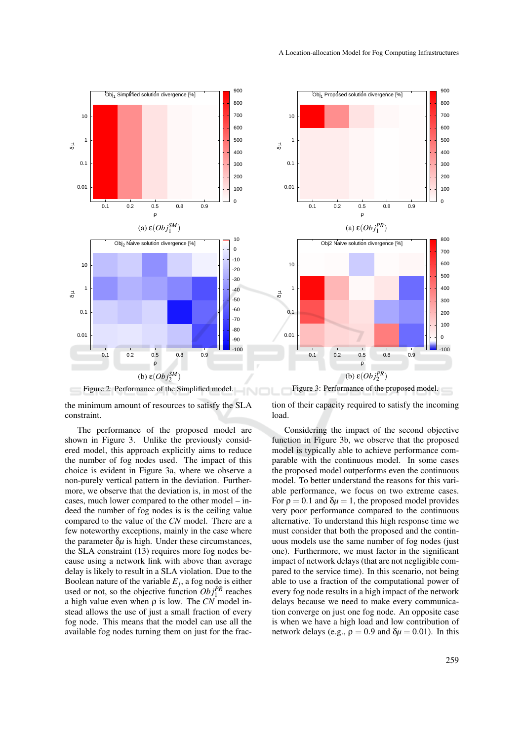(a) $\varepsilon(Obj_1^{SM})$

(b) $\varepsilon(Obj_2^{SM})$

Figure 2: Performance of the Simplified model.

(a) $\varepsilon(Obj_1^{PR})$

(b) $\varepsilon(Obj_2^{PR})$

Figure 3: Performance of the proposed model.

the minimum amount of resources to satisfy the SLA constraint.

The performance of the proposed model are shown in Figure 3. Unlike the previously considered model, this approach explicitly aims to reduce the number of fog nodes used. The impact of this choice is evident in Figure 3a, where we observe a non-purely vertical pattern in the deviation. Furthermore, we observe that the deviation is, in most of the cases, much lower compared to the other model – indeed the number of fog nodes is is the ceiling value compared to the value of the *CN* model. There are a few noteworthy exceptions, mainly in the case where the parameter $\delta\mu$ is high. Under these circumstances, the SLA constraint (13) requires more fog nodes because using a network link with above than average delay is likely to result in a SLA violation. Due to the Boolean nature of the variable $E_j$, a fog node is either used or not, so the objective function $Obj_1^{PR}$ reaches a high value even when $\rho$ is low. The *CN* model instead allows the use of just a small fraction of every fog node. This means that the model can use all the available fog nodes turning them on just for the fraction of their capacity required to satisfy the incoming load.

Considering the impact of the second objective function in Figure 3b, we observe that the proposed model is typically able to achieve performance comparable with the continuous model. In some cases the proposed model outperforms even the continuous model. To better understand the reasons for this variable performance, we focus on two extreme cases. For $\rho = 0.1$ and $\delta\mu = 1$, the proposed model provides very poor performance compared to the continuous alternative. To understand this high response time we must consider that both the proposed and the continuous models use the same number of fog nodes (just one). Furthermore, we must factor in the significant impact of network delays (that are not negligible compared to the service time). In this scenario, not being able to use a fraction of the computational power of every fog node results in a high impact of the network delays because we need to make every communication converge on just one fog node. An opposite case is when we have a high load and low contribution of network delays (e.g., $\rho = 0.9$ and $\delta\mu = 0.01$). In this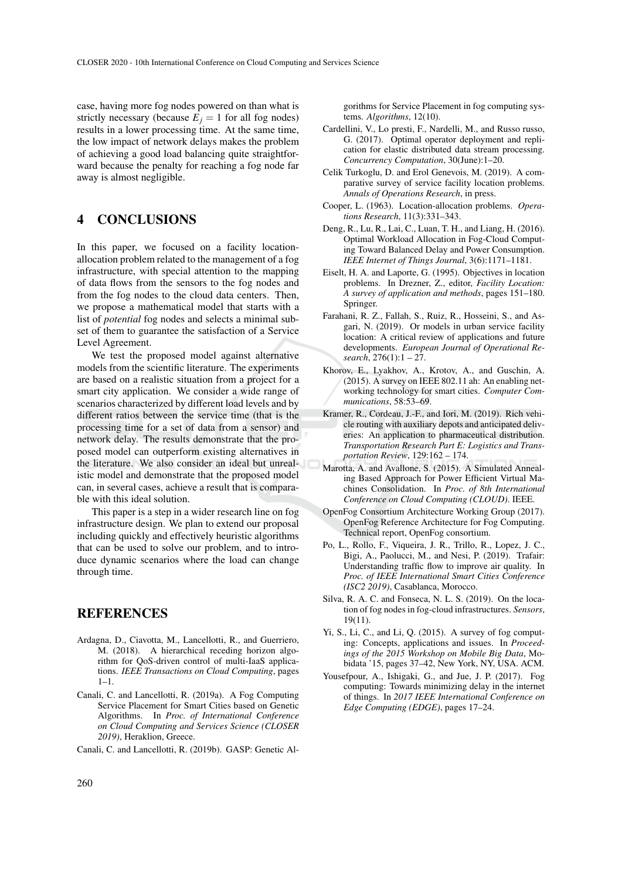case, having more fog nodes powered on than what is strictly necessary (because $E_j = 1$ for all fog nodes) results in a lower processing time. At the same time, the low impact of network delays makes the problem of achieving a good load balancing quite straightforward because the penalty for reaching a fog node far away is almost negligible.

## 4 CONCLUSIONS

In this paper, we focused on a facility location-allocation problem related to the management of a fog infrastructure, with special attention to the mapping of data flows from the sensors to the fog nodes and from the fog nodes to the cloud data centers. Then, we propose a mathematical model that starts with a list of *potential* fog nodes and selects a minimal subset of them to guarantee the satisfaction of a Service Level Agreement.

We test the proposed model against alternative models from the scientific literature. The experiments are based on a realistic situation from a project for a smart city application. We consider a wide range of scenarios characterized by different load levels and by different ratios between the service time (that is the processing time for a set of data from a sensor) and network delay. The results demonstrate that the proposed model can outperform existing alternatives in the literature. We also consider an ideal but unrealistic model and demonstrate that the proposed model can, in several cases, achieve a result that is comparable with this ideal solution.

This paper is a step in a wider research line on fog infrastructure design. We plan to extend our proposal including quickly and effectively heuristic algorithms that can be used to solve our problem, and to introduce dynamic scenarios where the load can change through time.

## REFERENCES

Ardagna, D., Ciavotta, M., Lancellotti, R., and Guerriero, M. (2018). A hierarchical receding horizon algorithm for QoS-driven control of multi-IaaS applications. *IEEE Transactions on Cloud Computing*, pages 1–1.

Canali, C. and Lancellotti, R. (2019a). A Fog Computing Service Placement for Smart Cities based on Genetic Algorithms. In *Proc. of International Conference on Cloud Computing and Services Science (CLOSER 2019)*, Heraklion, Greece.

Canali, C. and Lancellotti, R. (2019b). GASP: Genetic Algorithms for Service Placement in fog computing systems. *Algorithms*, 12(10).

Cardellini, V., Lo presti, F., Nardelli, M., and Russo russo, G. (2017). Optimal operator deployment and replication for elastic distributed data stream processing. *Concurrency Computation*, 30(June):1–20.

Celik Turkoglu, D. and Erol Genevois, M. (2019). A comparative survey of service facility location problems. *Annals of Operations Research*, in press.

Cooper, L. (1963). Location-allocation problems. *Operations Research*, 11(3):331–343.

Deng, R., Lu, R., Lai, C., Luan, T. H., and Liang, H. (2016). Optimal Workload Allocation in Fog-Cloud Computing Toward Balanced Delay and Power Consumption. *IEEE Internet of Things Journal*, 3(6):1171–1181.

Eiselt, H. A. and Laporte, G. (1995). Objectives in location problems. In Drezner, Z., editor, *Facility Location: A survey of application and methods*, pages 151–180. Springer.

Farahani, R. Z., Fallah, S., Ruiz, R., Hosseini, S., and Asgari, N. (2019). Or models in urban service facility location: A critical review of applications and future developments. *European Journal of Operational Research*, 276(1):1 – 27.

Khorov, E., Lyakhov, A., Krotov, A., and Guschin, A. (2015). A survey on IEEE 802.11 ah: An enabling networking technology for smart cities. *Computer Communications*, 58:53–69.

Kramer, R., Cordeau, J.-F., and Iori, M. (2019). Rich vehicle routing with auxiliary depots and anticipated deliveries: An application to pharmaceutical distribution. *Transportation Research Part E: Logistics and Transportation Review*, 129:162 – 174.

Marotta, A. and Avallone, S. (2015). A Simulated Annealing Based Approach for Power Efficient Virtual Machines Consolidation. In *Proc. of 8th International Conference on Cloud Computing (CLOUD)*. IEEE.

OpenFog Consortium Architecture Working Group (2017). OpenFog Reference Architecture for Fog Computing. Technical report, OpenFog consortium.

Po, L., Rollo, F., Viqueira, J. R., Trillo, R., Lopez, J. C., Bigi, A., Paolucci, M., and Nesi, P. (2019). Trafair: Understanding traffic flow to improve air quality. In *Proc. of IEEE International Smart Cities Conference (ISC2 2019)*, Casablanca, Morocco.

Silva, R. A. C. and Fonseca, N. L. S. (2019). On the location of fog nodes in fog-cloud infrastructures. *Sensors*, 19(11).

Yi, S., Li, C., and Li, Q. (2015). A survey of fog computing: Concepts, applications and issues. In *Proceedings of the 2015 Workshop on Mobile Big Data*, Mobidata '15, pages 37–42, New York, NY, USA. ACM.

Yousefpour, A., Ishigaki, G., and Jue, J. P. (2017). Fog computing: Towards minimizing delay in the internet of things. In *2017 IEEE International Conference on Edge Computing (EDGE)*, pages 17–24.